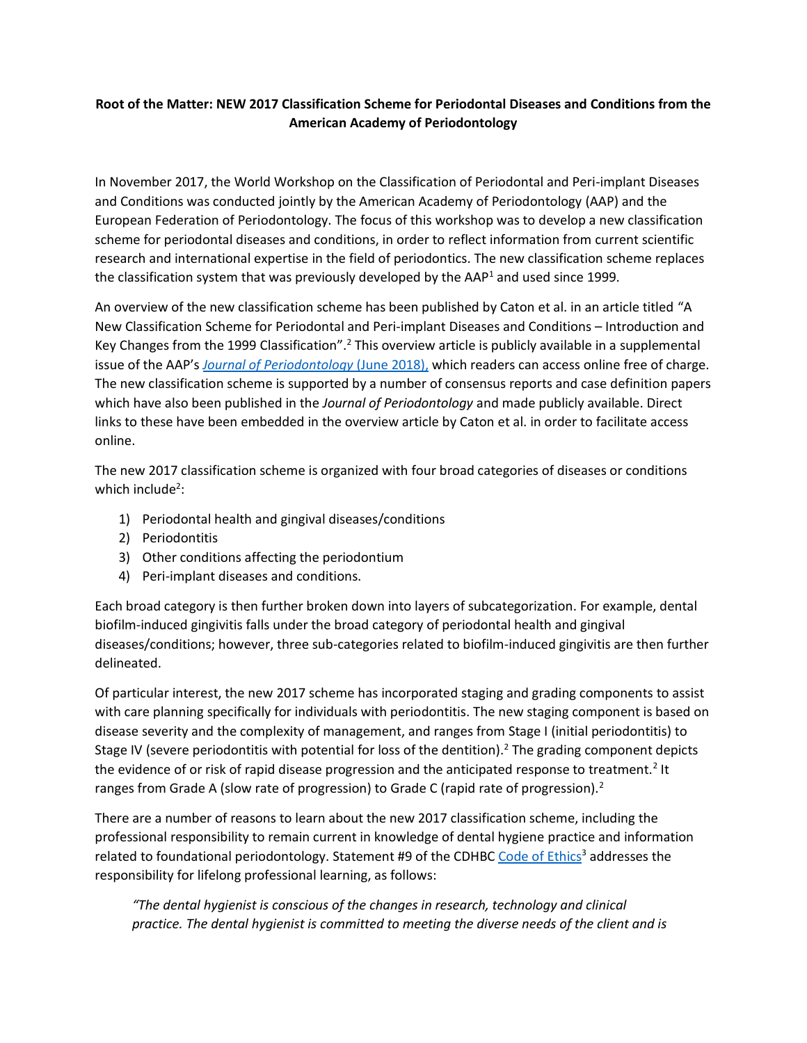**Root of the Matter: NEW 2017 Classification Scheme for Periodontal Diseases and Conditions from the American Academy of Periodontology**

In November 2017, the World Workshop on the Classification of Periodontal and Peri-implant Diseases and Conditions was conducted jointly by the American Academy of Periodontology (AAP) and the European Federation of Periodontology. The focus of this workshop was to develop a new classification scheme for periodontal diseases and conditions, in order to reflect information from current scientific research and international expertise in the field of periodontics. The new classification scheme replaces the classification system that was previously developed by the AAP[1] and used since 1999.

An overview of the new classification scheme has been published by Caton et al. in an article titled "A New Classification Scheme for Periodontal and Peri-implant Diseases and Conditions – Introduction and Key Changes from the 1999 Classification".[2] This overview article is publicly available in a supplemental issue of the AAP's [*Journal of Periodontology* (June 2018),] which readers can access online free of charge. The new classification scheme is supported by a number of consensus reports and case definition papers which have also been published in the *Journal of Periodontology* and made publicly available. Direct links to these have been embedded in the overview article by Caton et al. in order to facilitate access online.

The new 2017 classification scheme is organized with four broad categories of diseases or conditions which include[2]:

1) Periodontal health and gingival diseases/conditions
2) Periodontitis
3) Other conditions affecting the periodontium
4) Peri-implant diseases and conditions.

Each broad category is then further broken down into layers of subcategorization. For example, dental biofilm-induced gingivitis falls under the broad category of periodontal health and gingival diseases/conditions; however, three sub-categories related to biofilm-induced gingivitis are then further delineated.

Of particular interest, the new 2017 scheme has incorporated staging and grading components to assist with care planning specifically for individuals with periodontitis. The new staging component is based on disease severity and the complexity of management, and ranges from Stage I (initial periodontitis) to Stage IV (severe periodontitis with potential for loss of the dentition).[2] The grading component depicts the evidence of or risk of rapid disease progression and the anticipated response to treatment.[2] It ranges from Grade A (slow rate of progression) to Grade C (rapid rate of progression).[2]

There are a number of reasons to learn about the new 2017 classification scheme, including the professional responsibility to remain current in knowledge of dental hygiene practice and information related to foundational periodontology. Statement #9 of the CDHBC Code of Ethics[3] addresses the responsibility for lifelong professional learning, as follows:

> *"The dental hygienist is conscious of the changes in research, technology and clinical practice. The dental hygienist is committed to meeting the diverse needs of the client and is*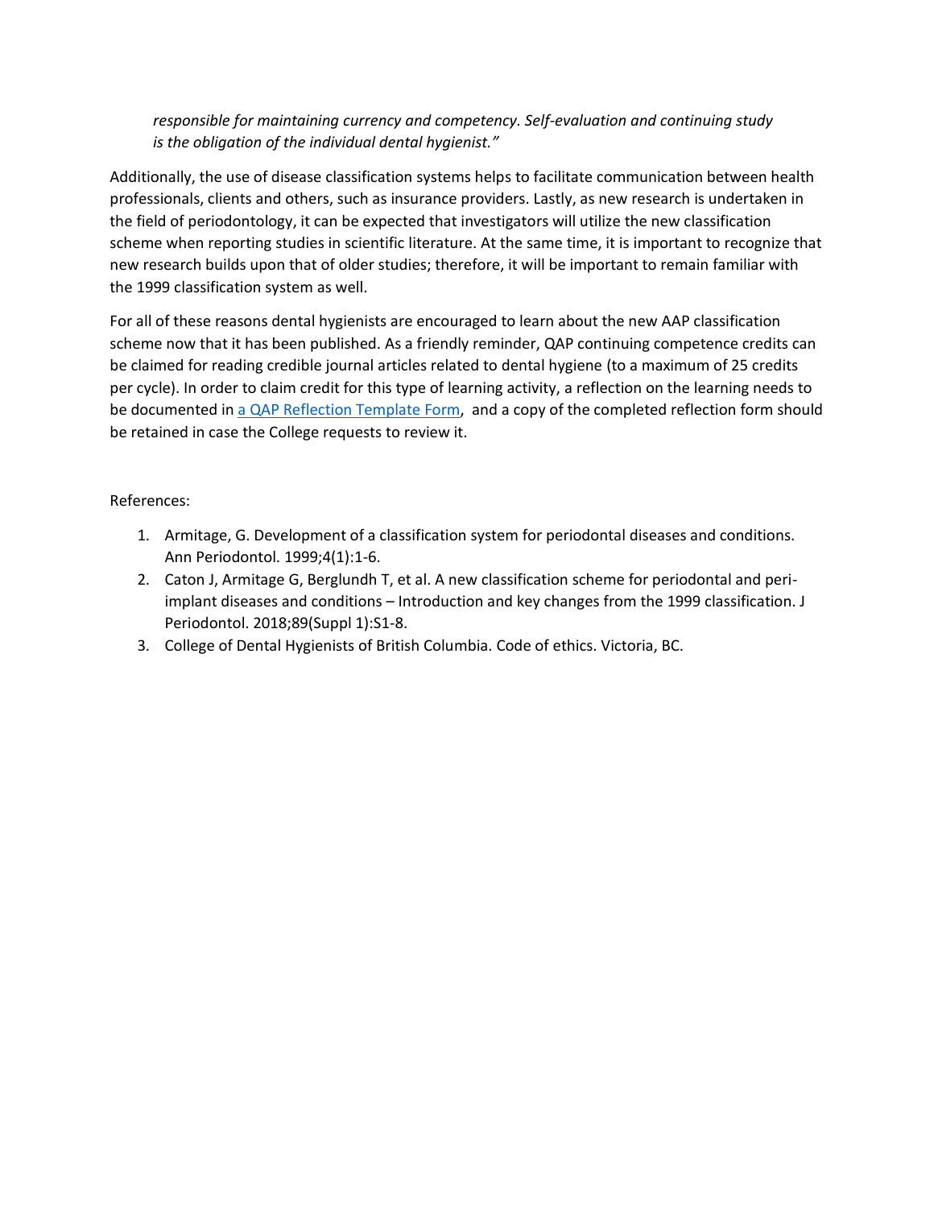*responsible for maintaining currency and competency. Self-evaluation and continuing study is the obligation of the individual dental hygienist."*

Additionally, the use of disease classification systems helps to facilitate communication between health professionals, clients and others, such as insurance providers. Lastly, as new research is undertaken in the field of periodontology, it can be expected that investigators will utilize the new classification scheme when reporting studies in scientific literature. At the same time, it is important to recognize that new research builds upon that of older studies; therefore, it will be important to remain familiar with the 1999 classification system as well.

For all of these reasons dental hygienists are encouraged to learn about the new AAP classification scheme now that it has been published. As a friendly reminder, QAP continuing competence credits can be claimed for reading credible journal articles related to dental hygiene (to a maximum of 25 credits per cycle). In order to claim credit for this type of learning activity, a reflection on the learning needs to be documented in a QAP Reflection Template Form, and a copy of the completed reflection form should be retained in case the College requests to review it.

References:

1. Armitage, G. Development of a classification system for periodontal diseases and conditions. Ann Periodontol. 1999;4(1):1-6.
2. Caton J, Armitage G, Berglundh T, et al. A new classification scheme for periodontal and peri-implant diseases and conditions – Introduction and key changes from the 1999 classification. J Periodontol. 2018;89(Suppl 1):S1-8.
3. College of Dental Hygienists of British Columbia. Code of ethics. Victoria, BC.